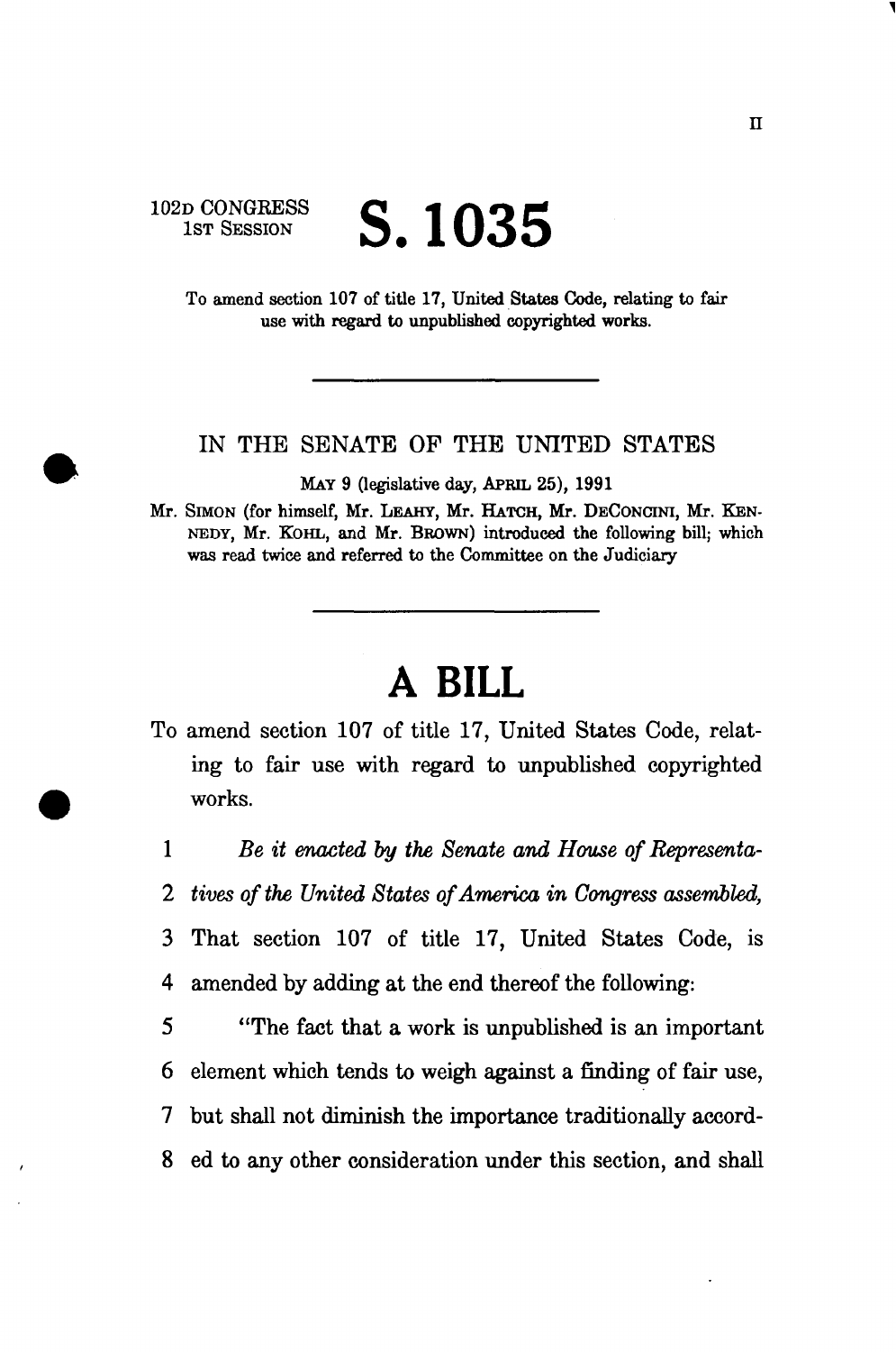II

102D CONGRESS
1ST SESSION

# S. 1035

To amend section 107 of title 17, United States Code, relating to fair use with regard to unpublished copyrighted works.

---

IN THE SENATE OF THE UNITED STATES

MAY 9 (legislative day, APRIL 25), 1991

Mr. SIMON (for himself, Mr. LEAHY, Mr. HATCH, Mr. DECONCINI, Mr. KENNEDY, Mr. KOHL, and Mr. BROWN) introduced the following bill; which was read twice and referred to the Committee on the Judiciary

---

# A BILL

To amend section 107 of title 17, United States Code, relating to fair use with regard to unpublished copyrighted works.

1 *Be it enacted by the Senate and House of Representa-*
2 *tives of the United States of America in Congress assembled,*
3 That section 107 of title 17, United States Code, is
4 amended by adding at the end thereof the following:
5 "The fact that a work is unpublished is an important
6 element which tends to weigh against a finding of fair use,
7 but shall not diminish the importance traditionally accord-
8 ed to any other consideration under this section, and shall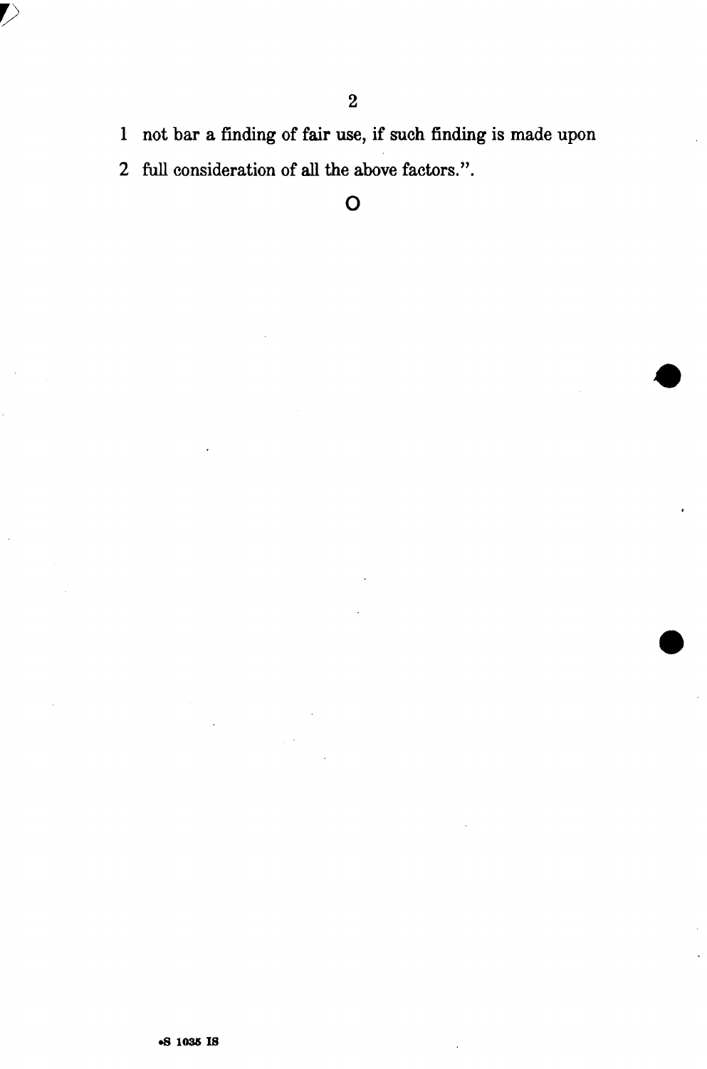1 not bar a finding of fair use, if such finding is made upon

2 full consideration of all the above factors.".

O

•S 1035 IS